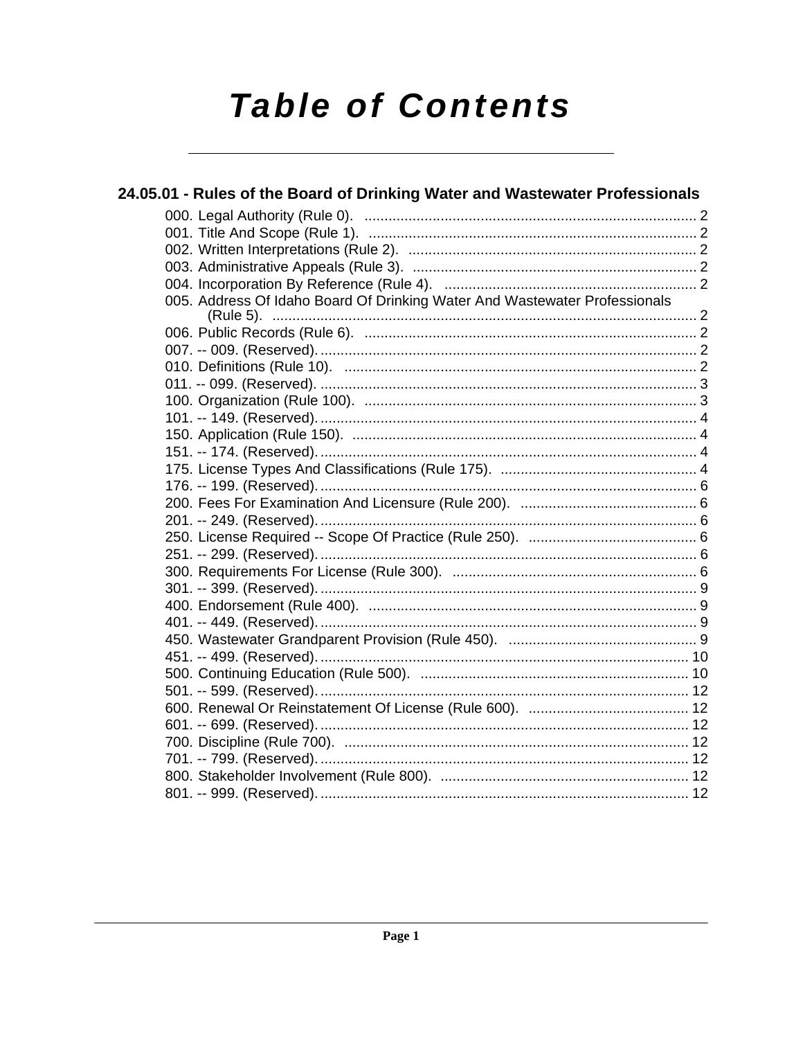# Table of Contents

## 24.05.01 - Rules of the Board of Drinking Water and Wastewater Professionals

000. Legal Authority (Rule 0). .................................................................................. 2
001. Title And Scope (Rule 1). .................................................................................. 2
002. Written Interpretations (Rule 2). ........................................................................ 2
003. Administrative Appeals (Rule 3). ....................................................................... 2
004. Incorporation By Reference (Rule 4). ............................................................... 2
005. Address Of Idaho Board Of Drinking Water And Wastewater Professionals (Rule 5). ......................................................................................................... 2
006. Public Records (Rule 6). .................................................................................. 2
007. -- 009. (Reserved). ............................................................................................ 2
010. Definitions (Rule 10). ....................................................................................... 2
011. -- 099. (Reserved). ............................................................................................ 3
100. Organization (Rule 100). .................................................................................. 3
101. -- 149. (Reserved). ............................................................................................ 4
150. Application (Rule 150). ..................................................................................... 4
151. -- 174. (Reserved). ............................................................................................ 4
175. License Types And Classifications (Rule 175). ................................................. 4
176. -- 199. (Reserved). ............................................................................................ 6
200. Fees For Examination And Licensure (Rule 200). ............................................ 6
201. -- 249. (Reserved). ............................................................................................ 6
250. License Required -- Scope Of Practice (Rule 250). .......................................... 6
251. -- 299. (Reserved). ............................................................................................ 6
300. Requirements For License (Rule 300). ............................................................. 6
301. -- 399. (Reserved). ............................................................................................ 9
400. Endorsement (Rule 400). .................................................................................. 9
401. -- 449. (Reserved). ............................................................................................ 9
450. Wastewater Grandparent Provision (Rule 450). ............................................... 9
451. -- 499. (Reserved). .......................................................................................... 10
500. Continuing Education (Rule 500). ................................................................... 10
501. -- 599. (Reserved). .......................................................................................... 12
600. Renewal Or Reinstatement Of License (Rule 600). ........................................ 12
601. -- 699. (Reserved). .......................................................................................... 12
700. Discipline (Rule 700). ..................................................................................... 12
701. -- 799. (Reserved). .......................................................................................... 12
800. Stakeholder Involvement (Rule 800). ............................................................. 12
801. -- 999. (Reserved). .......................................................................................... 12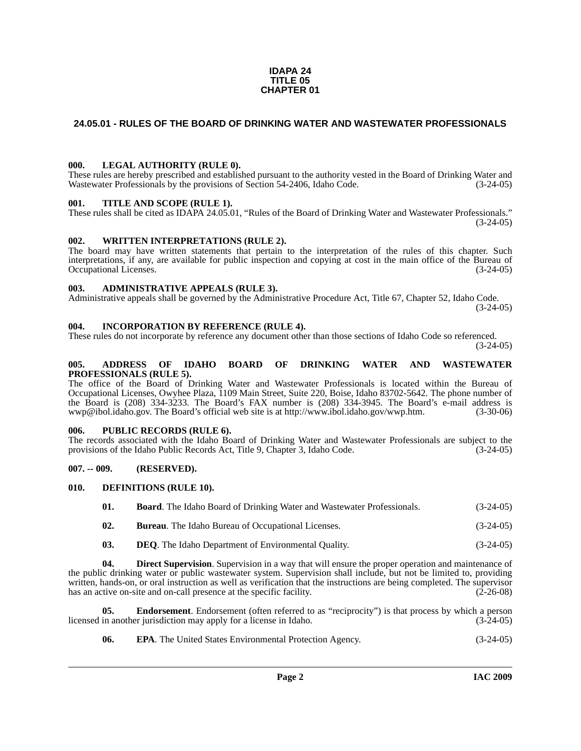**IDAPA 24**
**TITLE 05**
**CHAPTER 01**

# 24.05.01 - RULES OF THE BOARD OF DRINKING WATER AND WASTEWATER PROFESSIONALS

### 000. LEGAL AUTHORITY (RULE 0).

These rules are hereby prescribed and established pursuant to the authority vested in the Board of Drinking Water and Wastewater Professionals by the provisions of Section 54-2406, Idaho Code. (3-24-05)

### 001. TITLE AND SCOPE (RULE 1).

These rules shall be cited as IDAPA 24.05.01, "Rules of the Board of Drinking Water and Wastewater Professionals." (3-24-05)

### 002. WRITTEN INTERPRETATIONS (RULE 2).

The board may have written statements that pertain to the interpretation of the rules of this chapter. Such interpretations, if any, are available for public inspection and copying at cost in the main office of the Bureau of Occupational Licenses. (3-24-05)

### 003. ADMINISTRATIVE APPEALS (RULE 3).

Administrative appeals shall be governed by the Administrative Procedure Act, Title 67, Chapter 52, Idaho Code. (3-24-05)

### 004. INCORPORATION BY REFERENCE (RULE 4).

These rules do not incorporate by reference any document other than those sections of Idaho Code so referenced. (3-24-05)

### 005. ADDRESS OF IDAHO BOARD OF DRINKING WATER AND WASTEWATER PROFESSIONALS (RULE 5).

The office of the Board of Drinking Water and Wastewater Professionals is located within the Bureau of Occupational Licenses, Owyhee Plaza, 1109 Main Street, Suite 220, Boise, Idaho 83702-5642. The phone number of the Board is (208) 334-3233. The Board's FAX number is (208) 334-3945. The Board's e-mail address is wwp@ibol.idaho.gov. The Board's official web site is at http://www.ibol.idaho.gov/wwp.htm. (3-30-06)

### 006. PUBLIC RECORDS (RULE 6).

The records associated with the Idaho Board of Drinking Water and Wastewater Professionals are subject to the provisions of the Idaho Public Records Act, Title 9, Chapter 3, Idaho Code. (3-24-05)

### 007. -- 009. (RESERVED).

### 010. DEFINITIONS (RULE 10).

**01. Board**. The Idaho Board of Drinking Water and Wastewater Professionals. (3-24-05)

**02. Bureau**. The Idaho Bureau of Occupational Licenses. (3-24-05)

**03. DEQ**. The Idaho Department of Environmental Quality. (3-24-05)

**04. Direct Supervision**. Supervision in a way that will ensure the proper operation and maintenance of the public drinking water or public wastewater system. Supervision shall include, but not be limited to, providing written, hands-on, or oral instruction as well as verification that the instructions are being completed. The supervisor has an active on-site and on-call presence at the specific facility. (2-26-08)

**05. Endorsement**. Endorsement (often referred to as "reciprocity") is that process by which a person licensed in another jurisdiction may apply for a license in Idaho. (3-24-05)

**06. EPA**. The United States Environmental Protection Agency. (3-24-05)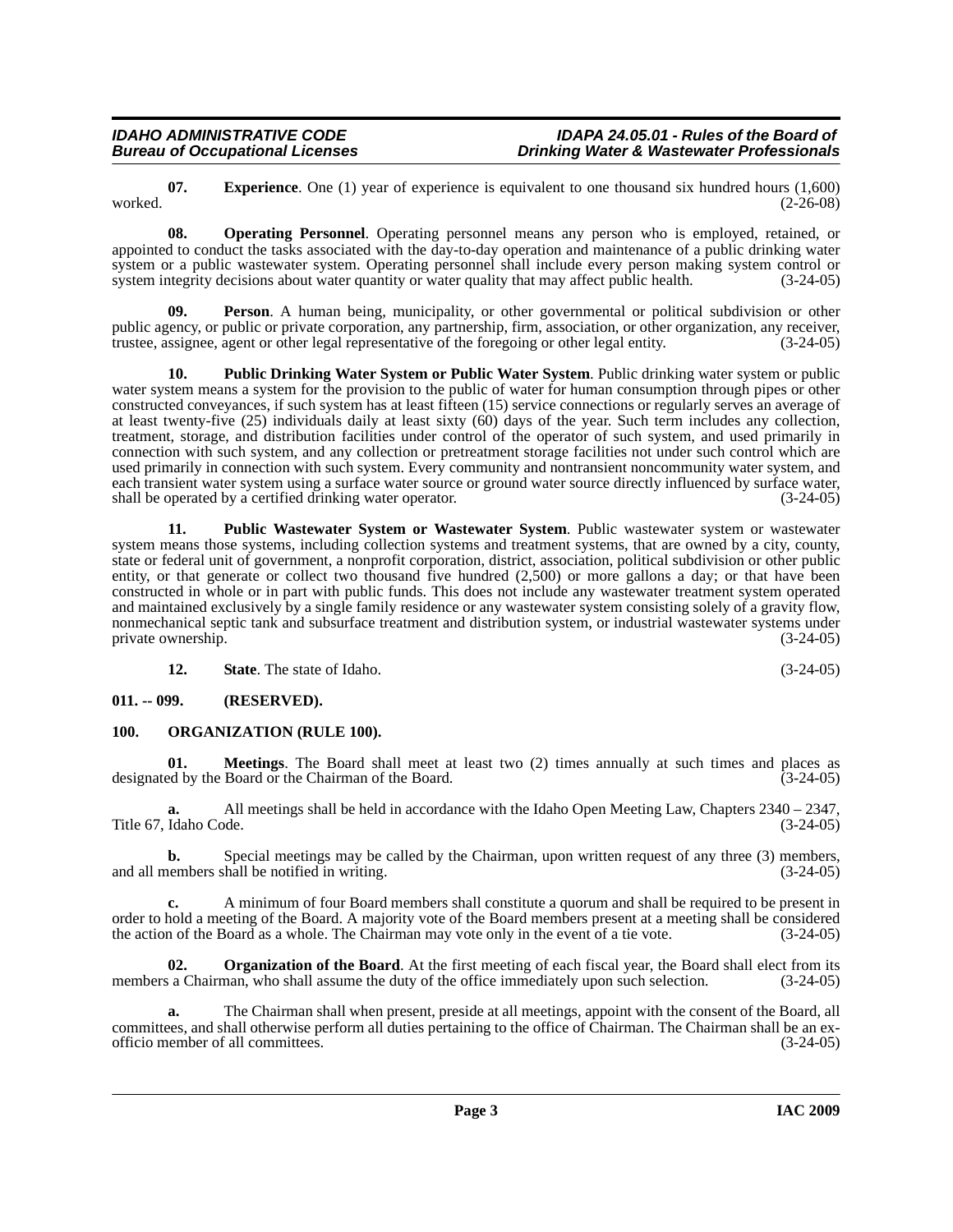**07. Experience**. One (1) year of experience is equivalent to one thousand six hundred hours (1,600) worked. (2-26-08)

**08. Operating Personnel**. Operating personnel means any person who is employed, retained, or appointed to conduct the tasks associated with the day-to-day operation and maintenance of a public drinking water system or a public wastewater system. Operating personnel shall include every person making system control or system integrity decisions about water quantity or water quality that may affect public health. (3-24-05)

**09. Person**. A human being, municipality, or other governmental or political subdivision or other public agency, or public or private corporation, any partnership, firm, association, or other organization, any receiver, trustee, assignee, agent or other legal representative of the foregoing or other legal entity. (3-24-05)

**10. Public Drinking Water System or Public Water System**. Public drinking water system or public water system means a system for the provision to the public of water for human consumption through pipes or other constructed conveyances, if such system has at least fifteen (15) service connections or regularly serves an average of at least twenty-five (25) individuals daily at least sixty (60) days of the year. Such term includes any collection, treatment, storage, and distribution facilities under control of the operator of such system, and used primarily in connection with such system, and any collection or pretreatment storage facilities not under such control which are used primarily in connection with such system. Every community and nontransient noncommunity water system, and each transient water system using a surface water source or ground water source directly influenced by surface water, shall be operated by a certified drinking water operator. (3-24-05)

**11. Public Wastewater System or Wastewater System**. Public wastewater system or wastewater system means those systems, including collection systems and treatment systems, that are owned by a city, county, state or federal unit of government, a nonprofit corporation, district, association, political subdivision or other public entity, or that generate or collect two thousand five hundred (2,500) or more gallons a day; or that have been constructed in whole or in part with public funds. This does not include any wastewater treatment system operated and maintained exclusively by a single family residence or any wastewater system consisting solely of a gravity flow, nonmechanical septic tank and subsurface treatment and distribution system, or industrial wastewater systems under private ownership. (3-24-05)

**12. State**. The state of Idaho. (3-24-05)

## 011. -- 099. (RESERVED).

## 100. ORGANIZATION (RULE 100).

**01. Meetings**. The Board shall meet at least two (2) times annually at such times and places as designated by the Board or the Chairman of the Board. (3-24-05)

**a.** All meetings shall be held in accordance with the Idaho Open Meeting Law, Chapters 2340 – 2347, Title 67, Idaho Code. (3-24-05)

**b.** Special meetings may be called by the Chairman, upon written request of any three (3) members, and all members shall be notified in writing. (3-24-05)

**c.** A minimum of four Board members shall constitute a quorum and shall be required to be present in order to hold a meeting of the Board. A majority vote of the Board members present at a meeting shall be considered the action of the Board as a whole. The Chairman may vote only in the event of a tie vote. (3-24-05)

**02. Organization of the Board**. At the first meeting of each fiscal year, the Board shall elect from its members a Chairman, who shall assume the duty of the office immediately upon such selection. (3-24-05)

**a.** The Chairman shall when present, preside at all meetings, appoint with the consent of the Board, all committees, and shall otherwise perform all duties pertaining to the office of Chairman. The Chairman shall be an ex-officio member of all committees. (3-24-05)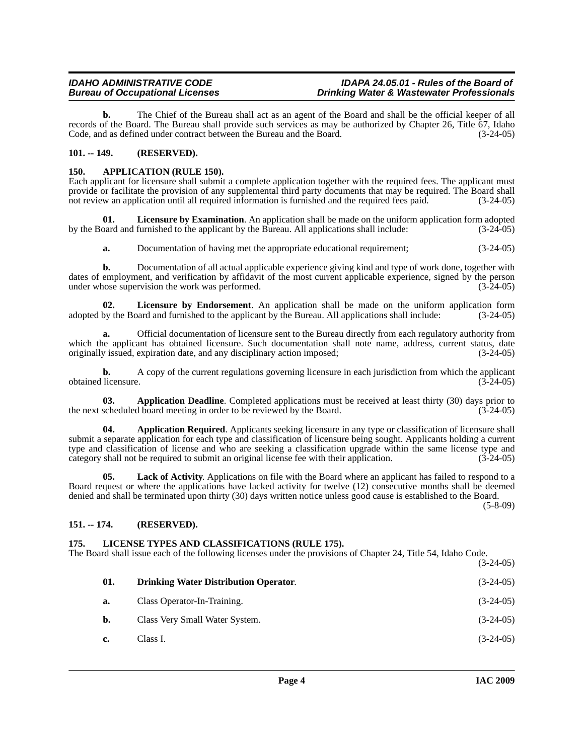**b.** The Chief of the Bureau shall act as an agent of the Board and shall be the official keeper of all records of the Board. The Bureau shall provide such services as may be authorized by Chapter 26, Title 67, Idaho Code, and as defined under contract between the Bureau and the Board. (3-24-05)

## 101. -- 149. (RESERVED).

## 150. APPLICATION (RULE 150).

Each applicant for licensure shall submit a complete application together with the required fees. The applicant must provide or facilitate the provision of any supplemental third party documents that may be required. The Board shall not review an application until all required information is furnished and the required fees paid. (3-24-05)

**01. Licensure by Examination**. An application shall be made on the uniform application form adopted by the Board and furnished to the applicant by the Bureau. All applications shall include: (3-24-05)

**a.** Documentation of having met the appropriate educational requirement; (3-24-05)

**b.** Documentation of all actual applicable experience giving kind and type of work done, together with dates of employment, and verification by affidavit of the most current applicable experience, signed by the person under whose supervision the work was performed. (3-24-05)

**02. Licensure by Endorsement**. An application shall be made on the uniform application form adopted by the Board and furnished to the applicant by the Bureau. All applications shall include: (3-24-05)

**a.** Official documentation of licensure sent to the Bureau directly from each regulatory authority from which the applicant has obtained licensure. Such documentation shall note name, address, current status, date originally issued, expiration date, and any disciplinary action imposed; (3-24-05)

**b.** A copy of the current regulations governing licensure in each jurisdiction from which the applicant obtained licensure. (3-24-05)

**03. Application Deadline**. Completed applications must be received at least thirty (30) days prior to the next scheduled board meeting in order to be reviewed by the Board. (3-24-05)

**04. Application Required**. Applicants seeking licensure in any type or classification of licensure shall submit a separate application for each type and classification of licensure being sought. Applicants holding a current type and classification of license and who are seeking a classification upgrade within the same license type and category shall not be required to submit an original license fee with their application. (3-24-05)

**05. Lack of Activity**. Applications on file with the Board where an applicant has failed to respond to a Board request or where the applications have lacked activity for twelve (12) consecutive months shall be deemed denied and shall be terminated upon thirty (30) days written notice unless good cause is established to the Board. (5-8-09)

## 151. -- 174. (RESERVED).

## 175. LICENSE TYPES AND CLASSIFICATIONS (RULE 175).

The Board shall issue each of the following licenses under the provisions of Chapter 24, Title 54, Idaho Code. (3-24-05)

**01. Drinking Water Distribution Operator**. (3-24-05)

**a.** Class Operator-In-Training. (3-24-05)

**b.** Class Very Small Water System. (3-24-05)

**c.** Class I. (3-24-05)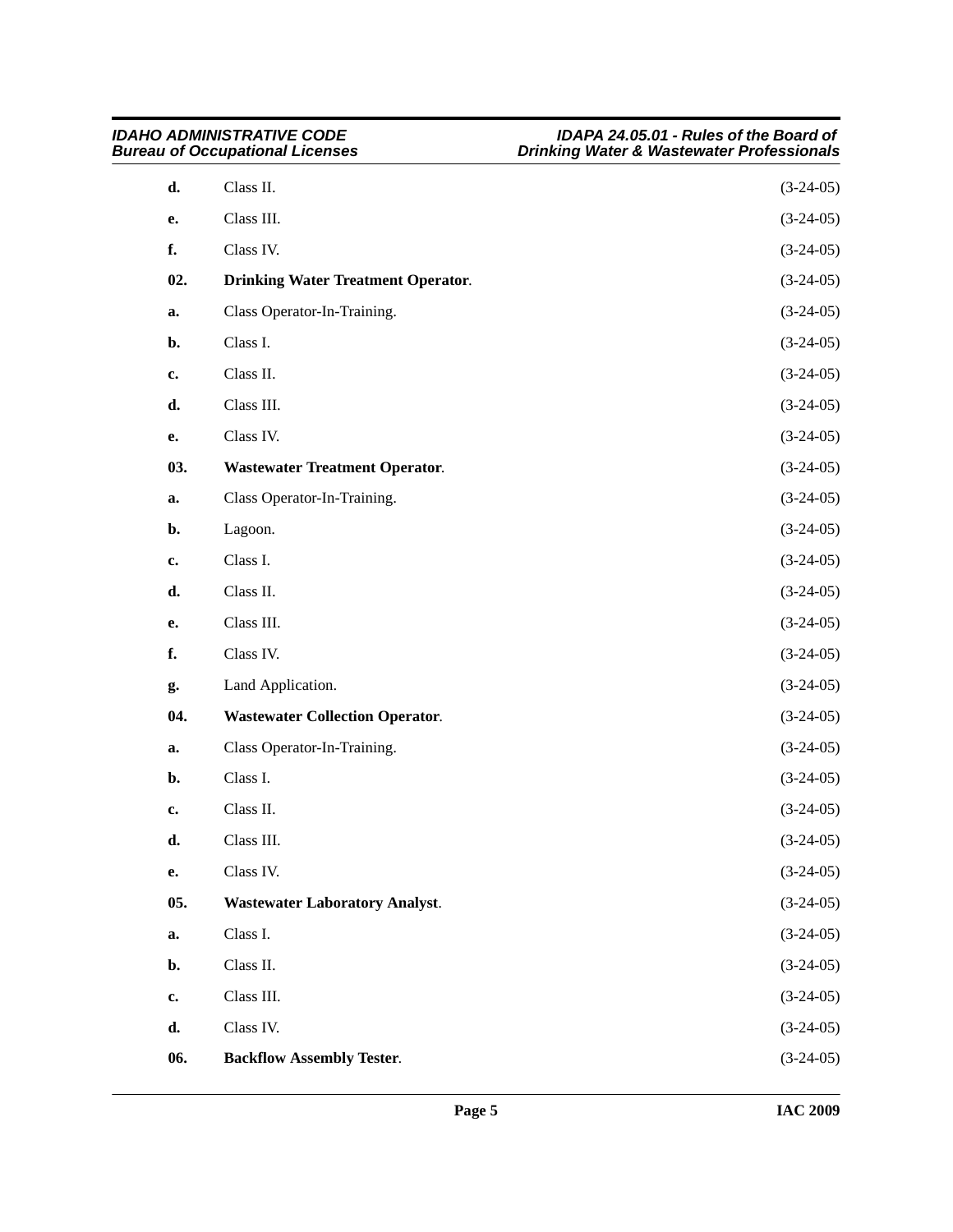**d.** Class II. (3-24-05)

**e.** Class III. (3-24-05)

**f.** Class IV. (3-24-05)

**02. Drinking Water Treatment Operator**. (3-24-05)

**a.** Class Operator-In-Training. (3-24-05)

**b.** Class I. (3-24-05)

**c.** Class II. (3-24-05)

**d.** Class III. (3-24-05)

**e.** Class IV. (3-24-05)

**03. Wastewater Treatment Operator**. (3-24-05)

**a.** Class Operator-In-Training. (3-24-05)

**b.** Lagoon. (3-24-05)

**c.** Class I. (3-24-05)

**d.** Class II. (3-24-05)

**e.** Class III. (3-24-05)

**f.** Class IV. (3-24-05)

**g.** Land Application. (3-24-05)

**04. Wastewater Collection Operator**. (3-24-05)

**a.** Class Operator-In-Training. (3-24-05)

**b.** Class I. (3-24-05)

**c.** Class II. (3-24-05)

**d.** Class III. (3-24-05)

**e.** Class IV. (3-24-05)

**05. Wastewater Laboratory Analyst**. (3-24-05)

**a.** Class I. (3-24-05)

**b.** Class II. (3-24-05)

**c.** Class III. (3-24-05)

**d.** Class IV. (3-24-05)

**06. Backflow Assembly Tester**. (3-24-05)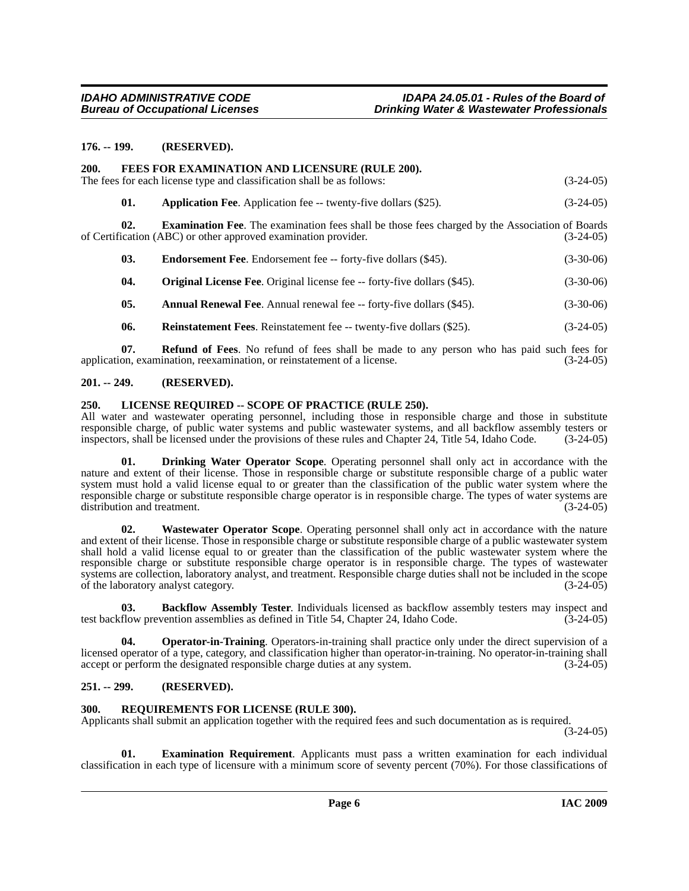**176. -- 199. (RESERVED).**

**200. FEES FOR EXAMINATION AND LICENSURE (RULE 200).**

The fees for each license type and classification shall be as follows: (3-24-05)

**01. Application Fee**. Application fee -- twenty-five dollars ($25). (3-24-05)

**02. Examination Fee**. The examination fees shall be those fees charged by the Association of Boards of Certification (ABC) or other approved examination provider. (3-24-05)

**03. Endorsement Fee**. Endorsement fee -- forty-five dollars ($45). (3-30-06)

**04. Original License Fee**. Original license fee -- forty-five dollars ($45). (3-30-06)

**05. Annual Renewal Fee**. Annual renewal fee -- forty-five dollars ($45). (3-30-06)

**06. Reinstatement Fees**. Reinstatement fee -- twenty-five dollars ($25). (3-24-05)

**07. Refund of Fees**. No refund of fees shall be made to any person who has paid such fees for application, examination, reexamination, or reinstatement of a license. (3-24-05)

**201. -- 249. (RESERVED).**

**250. LICENSE REQUIRED -- SCOPE OF PRACTICE (RULE 250).**

All water and wastewater operating personnel, including those in responsible charge and those in substitute responsible charge, of public water systems and public wastewater systems, and all backflow assembly testers or inspectors, shall be licensed under the provisions of these rules and Chapter 24, Title 54, Idaho Code. (3-24-05)

**01. Drinking Water Operator Scope**. Operating personnel shall only act in accordance with the nature and extent of their license. Those in responsible charge or substitute responsible charge of a public water system must hold a valid license equal to or greater than the classification of the public water system where the responsible charge or substitute responsible charge operator is in responsible charge. The types of water systems are distribution and treatment. (3-24-05)

**02. Wastewater Operator Scope**. Operating personnel shall only act in accordance with the nature and extent of their license. Those in responsible charge or substitute responsible charge of a public wastewater system shall hold a valid license equal to or greater than the classification of the public wastewater system where the responsible charge or substitute responsible charge operator is in responsible charge. The types of wastewater systems are collection, laboratory analyst, and treatment. Responsible charge duties shall not be included in the scope of the laboratory analyst category. (3-24-05)

**03. Backflow Assembly Tester**. Individuals licensed as backflow assembly testers may inspect and test backflow prevention assemblies as defined in Title 54, Chapter 24, Idaho Code. (3-24-05)

**04. Operator-in-Training**. Operators-in-training shall practice only under the direct supervision of a licensed operator of a type, category, and classification higher than operator-in-training. No operator-in-training shall accept or perform the designated responsible charge duties at any system. (3-24-05)

**251. -- 299. (RESERVED).**

**300. REQUIREMENTS FOR LICENSE (RULE 300).**

Applicants shall submit an application together with the required fees and such documentation as is required. (3-24-05)

**01. Examination Requirement**. Applicants must pass a written examination for each individual classification in each type of licensure with a minimum score of seventy percent (70%). For those classifications of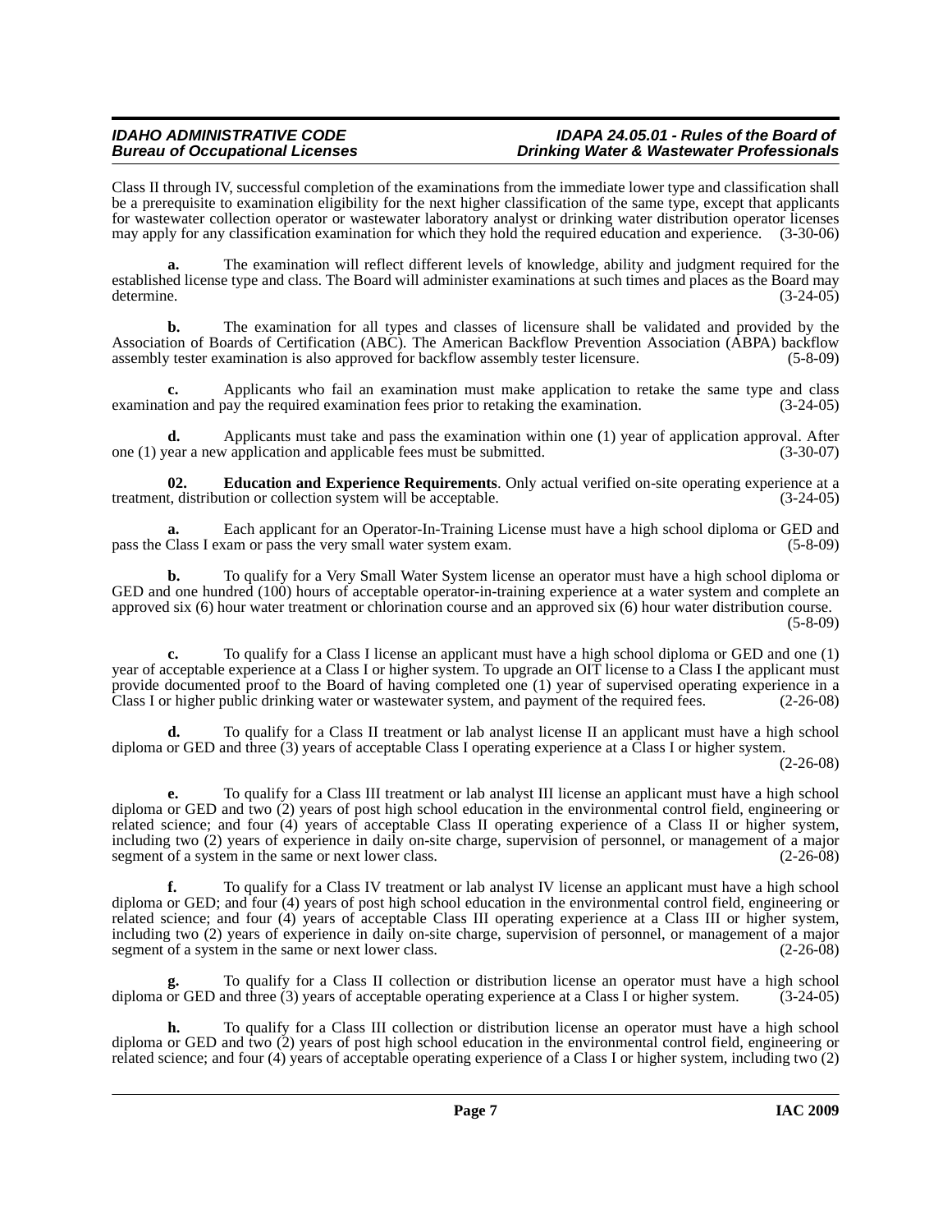Class II through IV, successful completion of the examinations from the immediate lower type and classification shall be a prerequisite to examination eligibility for the next higher classification of the same type, except that applicants for wastewater collection operator or wastewater laboratory analyst or drinking water distribution operator licenses may apply for any classification examination for which they hold the required education and experience. (3-30-06)

**a.** The examination will reflect different levels of knowledge, ability and judgment required for the established license type and class. The Board will administer examinations at such times and places as the Board may determine. (3-24-05)

**b.** The examination for all types and classes of licensure shall be validated and provided by the Association of Boards of Certification (ABC). The American Backflow Prevention Association (ABPA) backflow assembly tester examination is also approved for backflow assembly tester licensure. (5-8-09)

**c.** Applicants who fail an examination must make application to retake the same type and class examination and pay the required examination fees prior to retaking the examination. (3-24-05)

**d.** Applicants must take and pass the examination within one (1) year of application approval. After one (1) year a new application and applicable fees must be submitted. (3-30-07)

**02. Education and Experience Requirements**. Only actual verified on-site operating experience at a treatment, distribution or collection system will be acceptable. (3-24-05)

**a.** Each applicant for an Operator-In-Training License must have a high school diploma or GED and pass the Class I exam or pass the very small water system exam. (5-8-09)

**b.** To qualify for a Very Small Water System license an operator must have a high school diploma or GED and one hundred (100) hours of acceptable operator-in-training experience at a water system and complete an approved six (6) hour water treatment or chlorination course and an approved six (6) hour water distribution course. (5-8-09)

**c.** To qualify for a Class I license an applicant must have a high school diploma or GED and one (1) year of acceptable experience at a Class I or higher system. To upgrade an OIT license to a Class I the applicant must provide documented proof to the Board of having completed one (1) year of supervised operating experience in a Class I or higher public drinking water or wastewater system, and payment of the required fees. (2-26-08)

**d.** To qualify for a Class II treatment or lab analyst license II an applicant must have a high school diploma or GED and three (3) years of acceptable Class I operating experience at a Class I or higher system. (2-26-08)

**e.** To qualify for a Class III treatment or lab analyst III license an applicant must have a high school diploma or GED and two (2) years of post high school education in the environmental control field, engineering or related science; and four (4) years of acceptable Class II operating experience of a Class II or higher system, including two (2) years of experience in daily on-site charge, supervision of personnel, or management of a major segment of a system in the same or next lower class. (2-26-08)

**f.** To qualify for a Class IV treatment or lab analyst IV license an applicant must have a high school diploma or GED; and four (4) years of post high school education in the environmental control field, engineering or related science; and four (4) years of acceptable Class III operating experience at a Class III or higher system, including two (2) years of experience in daily on-site charge, supervision of personnel, or management of a major segment of a system in the same or next lower class. (2-26-08)

**g.** To qualify for a Class II collection or distribution license an operator must have a high school diploma or GED and three (3) years of acceptable operating experience at a Class I or higher system. (3-24-05)

**h.** To qualify for a Class III collection or distribution license an operator must have a high school diploma or GED and two (2) years of post high school education in the environmental control field, engineering or related science; and four (4) years of acceptable operating experience of a Class I or higher system, including two (2)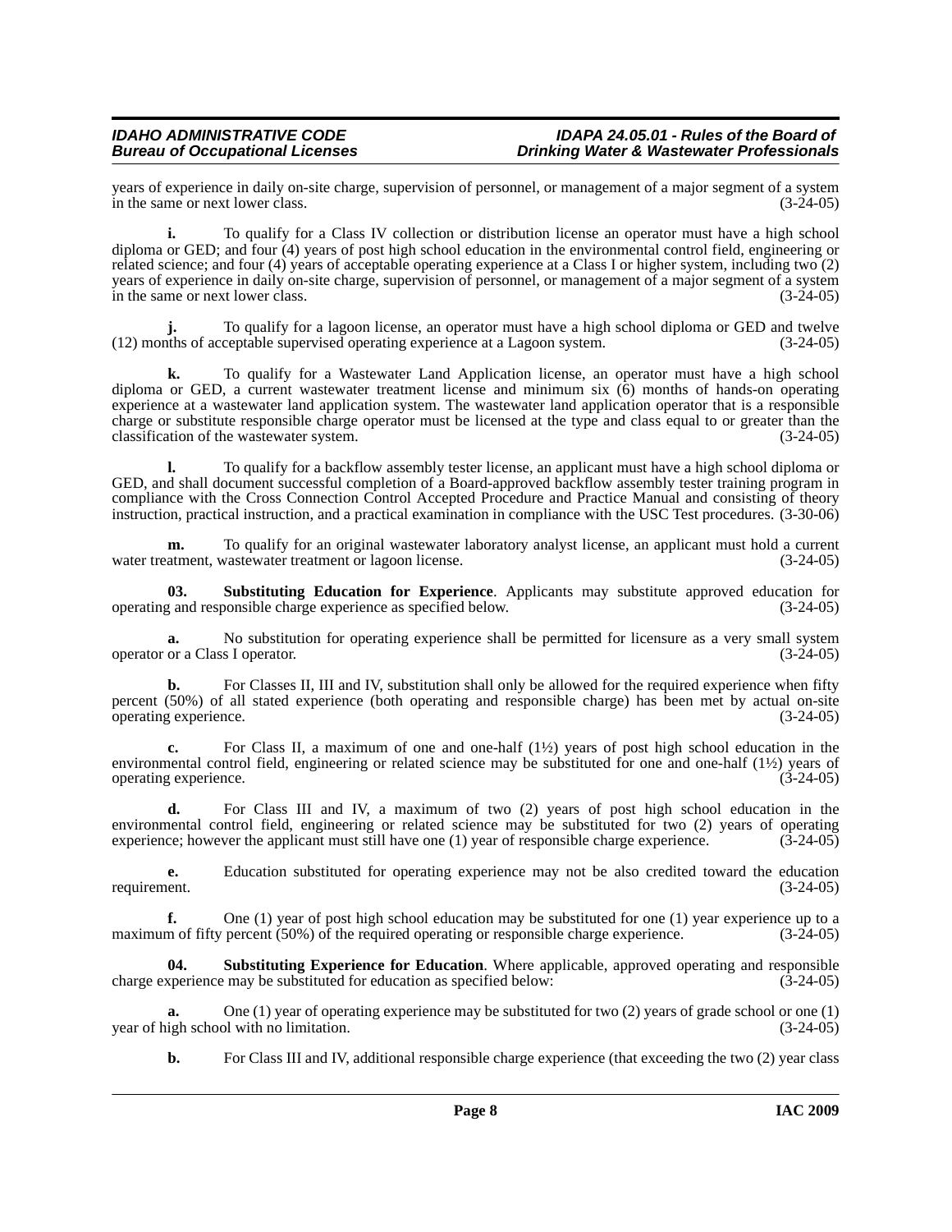years of experience in daily on-site charge, supervision of personnel, or management of a major segment of a system in the same or next lower class. (3-24-05)

**i.** To qualify for a Class IV collection or distribution license an operator must have a high school diploma or GED; and four (4) years of post high school education in the environmental control field, engineering or related science; and four (4) years of acceptable operating experience at a Class I or higher system, including two (2) years of experience in daily on-site charge, supervision of personnel, or management of a major segment of a system in the same or next lower class. (3-24-05)

**j.** To qualify for a lagoon license, an operator must have a high school diploma or GED and twelve (12) months of acceptable supervised operating experience at a Lagoon system. (3-24-05)

**k.** To qualify for a Wastewater Land Application license, an operator must have a high school diploma or GED, a current wastewater treatment license and minimum six (6) months of hands-on operating experience at a wastewater land application system. The wastewater land application operator that is a responsible charge or substitute responsible charge operator must be licensed at the type and class equal to or greater than the classification of the wastewater system. (3-24-05)

**l.** To qualify for a backflow assembly tester license, an applicant must have a high school diploma or GED, and shall document successful completion of a Board-approved backflow assembly tester training program in compliance with the Cross Connection Control Accepted Procedure and Practice Manual and consisting of theory instruction, practical instruction, and a practical examination in compliance with the USC Test procedures. (3-30-06)

**m.** To qualify for an original wastewater laboratory analyst license, an applicant must hold a current water treatment, wastewater treatment or lagoon license. (3-24-05)

**03. Substituting Education for Experience**. Applicants may substitute approved education for operating and responsible charge experience as specified below. (3-24-05)

**a.** No substitution for operating experience shall be permitted for licensure as a very small system operator or a Class I operator. (3-24-05)

**b.** For Classes II, III and IV, substitution shall only be allowed for the required experience when fifty percent (50%) of all stated experience (both operating and responsible charge) has been met by actual on-site operating experience. (3-24-05)

**c.** For Class II, a maximum of one and one-half (1½) years of post high school education in the environmental control field, engineering or related science may be substituted for one and one-half (1½) years of operating experience. (3-24-05)

**d.** For Class III and IV, a maximum of two (2) years of post high school education in the environmental control field, engineering or related science may be substituted for two (2) years of operating experience; however the applicant must still have one (1) year of responsible charge experience. (3-24-05)

**e.** Education substituted for operating experience may not be also credited toward the education requirement. (3-24-05)

**f.** One (1) year of post high school education may be substituted for one (1) year experience up to a maximum of fifty percent (50%) of the required operating or responsible charge experience. (3-24-05)

**04. Substituting Experience for Education**. Where applicable, approved operating and responsible charge experience may be substituted for education as specified below: (3-24-05)

**a.** One (1) year of operating experience may be substituted for two (2) years of grade school or one (1) year of high school with no limitation. (3-24-05)

**b.** For Class III and IV, additional responsible charge experience (that exceeding the two (2) year class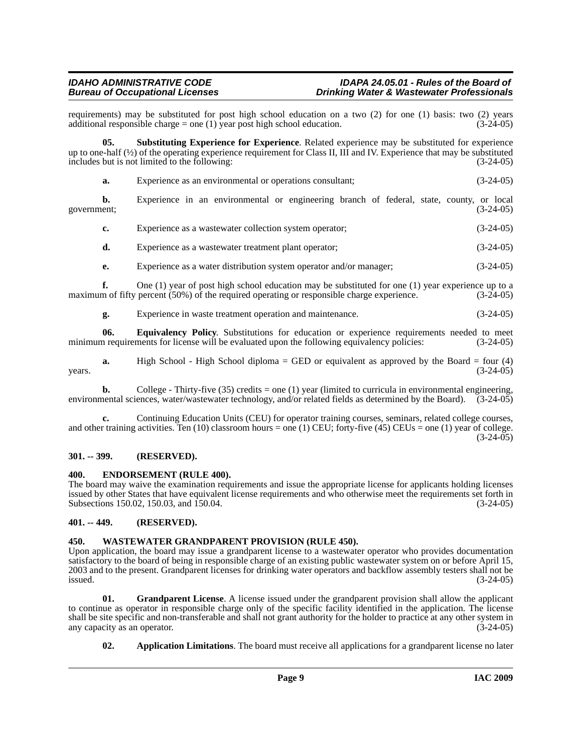requirements) may be substituted for post high school education on a two (2) for one (1) basis: two (2) years additional responsible charge = one (1) year post high school education. (3-24-05)

**05. Substituting Experience for Experience**. Related experience may be substituted for experience up to one-half (½) of the operating experience requirement for Class II, III and IV. Experience that may be substituted includes but is not limited to the following: (3-24-05)

**a.** Experience as an environmental or operations consultant; (3-24-05)

**b.** Experience in an environmental or engineering branch of federal, state, county, or local government; (3-24-05)

**c.** Experience as a wastewater collection system operator; (3-24-05)

**d.** Experience as a wastewater treatment plant operator; (3-24-05)

**e.** Experience as a water distribution system operator and/or manager; (3-24-05)

**f.** One (1) year of post high school education may be substituted for one (1) year experience up to a maximum of fifty percent (50%) of the required operating or responsible charge experience. (3-24-05)

**g.** Experience in waste treatment operation and maintenance. (3-24-05)

**06. Equivalency Policy**. Substitutions for education or experience requirements needed to meet minimum requirements for license will be evaluated upon the following equivalency policies: (3-24-05)

**a.** High School - High School diploma = GED or equivalent as approved by the Board = four (4) years. (3-24-05)

**b.** College - Thirty-five (35) credits = one (1) year (limited to curricula in environmental engineering, environmental sciences, water/wastewater technology, and/or related fields as determined by the Board). (3-24-05)

**c.** Continuing Education Units (CEU) for operator training courses, seminars, related college courses, and other training activities. Ten (10) classroom hours = one (1) CEU; forty-five (45) CEUs = one (1) year of college. (3-24-05)

## 301. -- 399. (RESERVED).

## 400. ENDORSEMENT (RULE 400).

The board may waive the examination requirements and issue the appropriate license for applicants holding licenses issued by other States that have equivalent license requirements and who otherwise meet the requirements set forth in Subsections 150.02, 150.03, and 150.04. (3-24-05)

## 401. -- 449. (RESERVED).

## 450. WASTEWATER GRANDPARENT PROVISION (RULE 450).

Upon application, the board may issue a grandparent license to a wastewater operator who provides documentation satisfactory to the board of being in responsible charge of an existing public wastewater system on or before April 15, 2003 and to the present. Grandparent licenses for drinking water operators and backflow assembly testers shall not be issued. (3-24-05)

**01. Grandparent License**. A license issued under the grandparent provision shall allow the applicant to continue as operator in responsible charge only of the specific facility identified in the application. The license shall be site specific and non-transferable and shall not grant authority for the holder to practice at any other system in any capacity as an operator. (3-24-05)

**02. Application Limitations**. The board must receive all applications for a grandparent license no later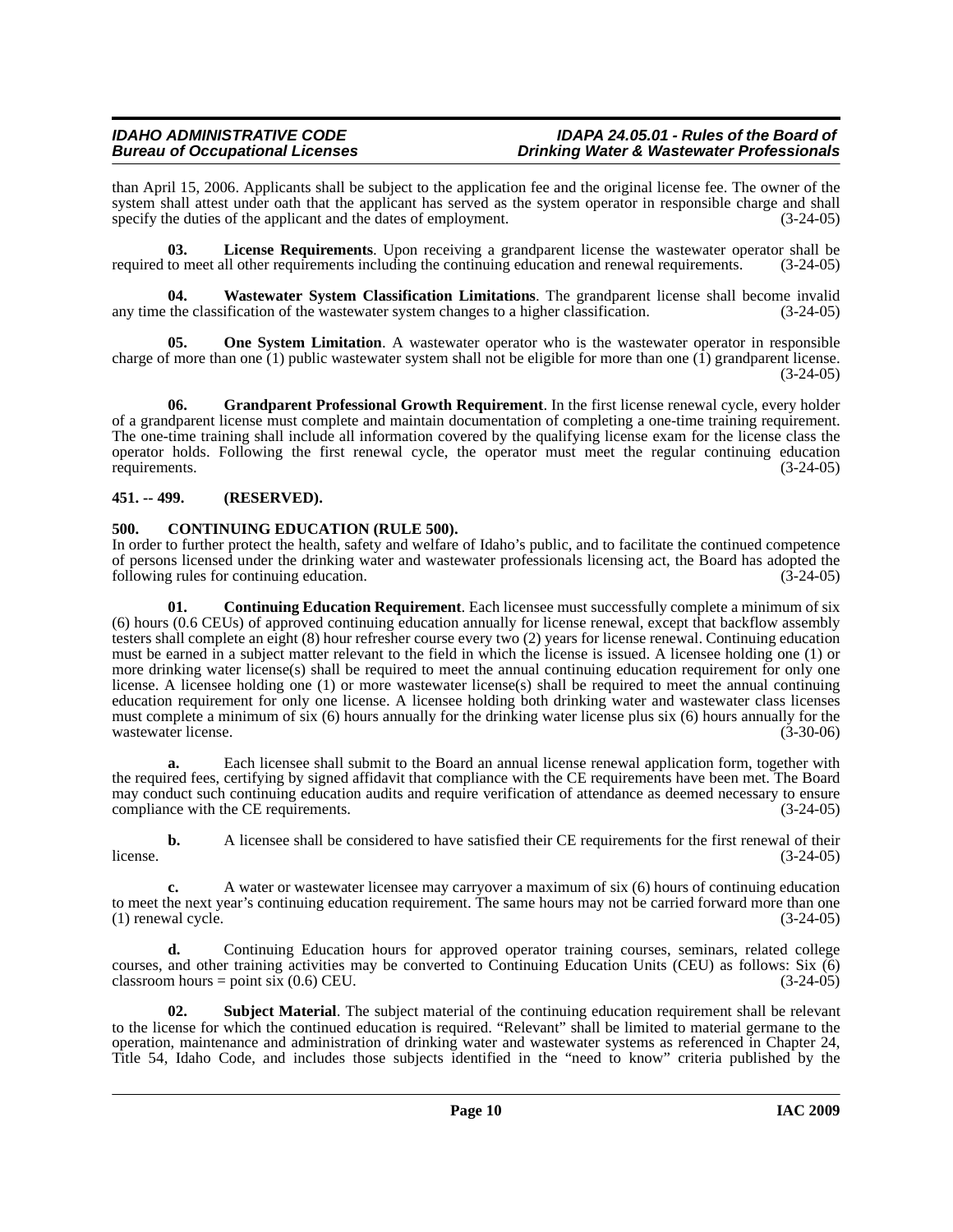than April 15, 2006. Applicants shall be subject to the application fee and the original license fee. The owner of the system shall attest under oath that the applicant has served as the system operator in responsible charge and shall specify the duties of the applicant and the dates of employment. (3-24-05)

**03. License Requirements**. Upon receiving a grandparent license the wastewater operator shall be required to meet all other requirements including the continuing education and renewal requirements. (3-24-05)

**04. Wastewater System Classification Limitations**. The grandparent license shall become invalid any time the classification of the wastewater system changes to a higher classification. (3-24-05)

**05. One System Limitation**. A wastewater operator who is the wastewater operator in responsible charge of more than one (1) public wastewater system shall not be eligible for more than one (1) grandparent license. (3-24-05)

**06. Grandparent Professional Growth Requirement**. In the first license renewal cycle, every holder of a grandparent license must complete and maintain documentation of completing a one-time training requirement. The one-time training shall include all information covered by the qualifying license exam for the license class the operator holds. Following the first renewal cycle, the operator must meet the regular continuing education requirements. (3-24-05)

## 451. -- 499. (RESERVED).

## 500. CONTINUING EDUCATION (RULE 500).

In order to further protect the health, safety and welfare of Idaho's public, and to facilitate the continued competence of persons licensed under the drinking water and wastewater professionals licensing act, the Board has adopted the following rules for continuing education. (3-24-05)

**01. Continuing Education Requirement**. Each licensee must successfully complete a minimum of six (6) hours (0.6 CEUs) of approved continuing education annually for license renewal, except that backflow assembly testers shall complete an eight (8) hour refresher course every two (2) years for license renewal. Continuing education must be earned in a subject matter relevant to the field in which the license is issued. A licensee holding one (1) or more drinking water license(s) shall be required to meet the annual continuing education requirement for only one license. A licensee holding one (1) or more wastewater license(s) shall be required to meet the annual continuing education requirement for only one license. A licensee holding both drinking water and wastewater class licenses must complete a minimum of six (6) hours annually for the drinking water license plus six (6) hours annually for the wastewater license. (3-30-06)

**a.** Each licensee shall submit to the Board an annual license renewal application form, together with the required fees, certifying by signed affidavit that compliance with the CE requirements have been met. The Board may conduct such continuing education audits and require verification of attendance as deemed necessary to ensure compliance with the CE requirements. (3-24-05)

**b.** A licensee shall be considered to have satisfied their CE requirements for the first renewal of their license. (3-24-05)

**c.** A water or wastewater licensee may carryover a maximum of six (6) hours of continuing education to meet the next year's continuing education requirement. The same hours may not be carried forward more than one (1) renewal cycle. (3-24-05)

**d.** Continuing Education hours for approved operator training courses, seminars, related college courses, and other training activities may be converted to Continuing Education Units (CEU) as follows: Six (6) classroom hours = point six (0.6) CEU. (3-24-05)

**02. Subject Material**. The subject material of the continuing education requirement shall be relevant to the license for which the continued education is required. "Relevant" shall be limited to material germane to the operation, maintenance and administration of drinking water and wastewater systems as referenced in Chapter 24, Title 54, Idaho Code, and includes those subjects identified in the "need to know" criteria published by the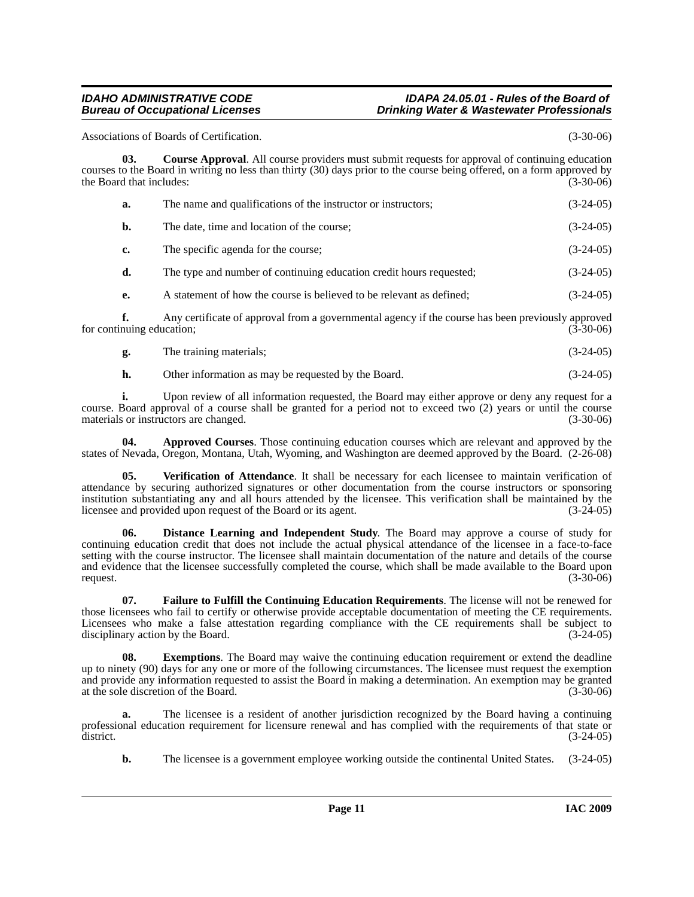Associations of Boards of Certification. (3-30-06)

**03. Course Approval**. All course providers must submit requests for approval of continuing education courses to the Board in writing no less than thirty (30) days prior to the course being offered, on a form approved by the Board that includes: (3-30-06)

**a.** The name and qualifications of the instructor or instructors; (3-24-05)

**b.** The date, time and location of the course; (3-24-05)

**c.** The specific agenda for the course; (3-24-05)

**d.** The type and number of continuing education credit hours requested; (3-24-05)

**e.** A statement of how the course is believed to be relevant as defined; (3-24-05)

**f.** Any certificate of approval from a governmental agency if the course has been previously approved for continuing education; (3-30-06)

**g.** The training materials; (3-24-05)

**h.** Other information as may be requested by the Board. (3-24-05)

**i.** Upon review of all information requested, the Board may either approve or deny any request for a course. Board approval of a course shall be granted for a period not to exceed two (2) years or until the course materials or instructors are changed. (3-30-06)

**04. Approved Courses**. Those continuing education courses which are relevant and approved by the states of Nevada, Oregon, Montana, Utah, Wyoming, and Washington are deemed approved by the Board. (2-26-08)

**05. Verification of Attendance**. It shall be necessary for each licensee to maintain verification of attendance by securing authorized signatures or other documentation from the course instructors or sponsoring institution substantiating any and all hours attended by the licensee. This verification shall be maintained by the licensee and provided upon request of the Board or its agent. (3-24-05)

**06. Distance Learning and Independent Study**. The Board may approve a course of study for continuing education credit that does not include the actual physical attendance of the licensee in a face-to-face setting with the course instructor. The licensee shall maintain documentation of the nature and details of the course and evidence that the licensee successfully completed the course, which shall be made available to the Board upon request. (3-30-06)

**07. Failure to Fulfill the Continuing Education Requirements**. The license will not be renewed for those licensees who fail to certify or otherwise provide acceptable documentation of meeting the CE requirements. Licensees who make a false attestation regarding compliance with the CE requirements shall be subject to disciplinary action by the Board. (3-24-05)

**08. Exemptions**. The Board may waive the continuing education requirement or extend the deadline up to ninety (90) days for any one or more of the following circumstances. The licensee must request the exemption and provide any information requested to assist the Board in making a determination. An exemption may be granted at the sole discretion of the Board. (3-30-06)

**a.** The licensee is a resident of another jurisdiction recognized by the Board having a continuing professional education requirement for licensure renewal and has complied with the requirements of that state or district. (3-24-05)

**b.** The licensee is a government employee working outside the continental United States. (3-24-05)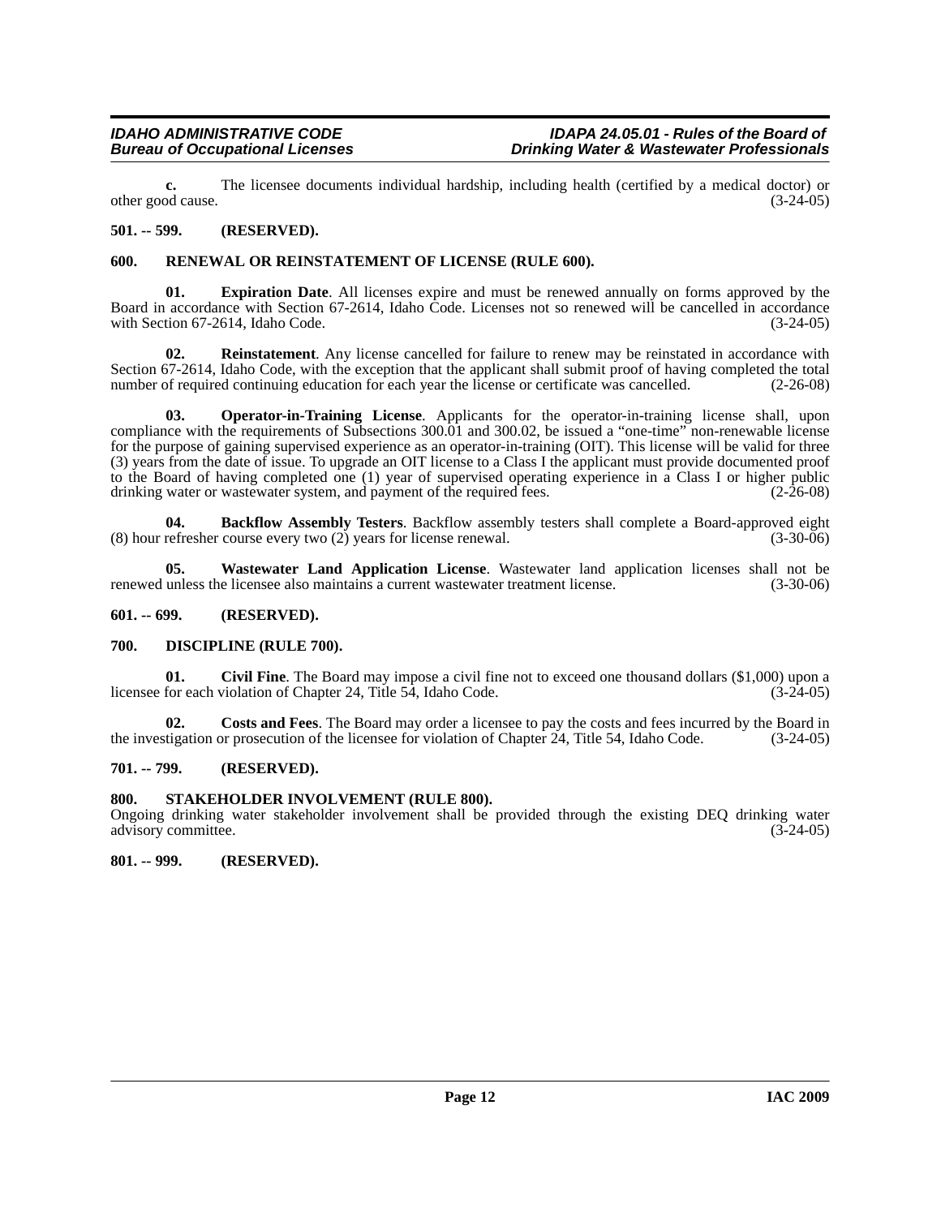**c.** The licensee documents individual hardship, including health (certified by a medical doctor) or other good cause. (3-24-05)

## 501. -- 599. (RESERVED).

## 600. RENEWAL OR REINSTATEMENT OF LICENSE (RULE 600).

**01. Expiration Date**. All licenses expire and must be renewed annually on forms approved by the Board in accordance with Section 67-2614, Idaho Code. Licenses not so renewed will be cancelled in accordance with Section 67-2614, Idaho Code. (3-24-05)

**02. Reinstatement**. Any license cancelled for failure to renew may be reinstated in accordance with Section 67-2614, Idaho Code, with the exception that the applicant shall submit proof of having completed the total number of required continuing education for each year the license or certificate was cancelled. (2-26-08)

**03. Operator-in-Training License**. Applicants for the operator-in-training license shall, upon compliance with the requirements of Subsections 300.01 and 300.02, be issued a "one-time" non-renewable license for the purpose of gaining supervised experience as an operator-in-training (OIT). This license will be valid for three (3) years from the date of issue. To upgrade an OIT license to a Class I the applicant must provide documented proof to the Board of having completed one (1) year of supervised operating experience in a Class I or higher public drinking water or wastewater system, and payment of the required fees. (2-26-08)

**04. Backflow Assembly Testers**. Backflow assembly testers shall complete a Board-approved eight (8) hour refresher course every two (2) years for license renewal. (3-30-06)

**05. Wastewater Land Application License**. Wastewater land application licenses shall not be renewed unless the licensee also maintains a current wastewater treatment license. (3-30-06)

## 601. -- 699. (RESERVED).

## 700. DISCIPLINE (RULE 700).

**01. Civil Fine**. The Board may impose a civil fine not to exceed one thousand dollars ($1,000) upon a licensee for each violation of Chapter 24, Title 54, Idaho Code. (3-24-05)

**02. Costs and Fees**. The Board may order a licensee to pay the costs and fees incurred by the Board in the investigation or prosecution of the licensee for violation of Chapter 24, Title 54, Idaho Code. (3-24-05)

## 701. -- 799. (RESERVED).

## 800. STAKEHOLDER INVOLVEMENT (RULE 800).

Ongoing drinking water stakeholder involvement shall be provided through the existing DEQ drinking water advisory committee. (3-24-05)

## 801. -- 999. (RESERVED).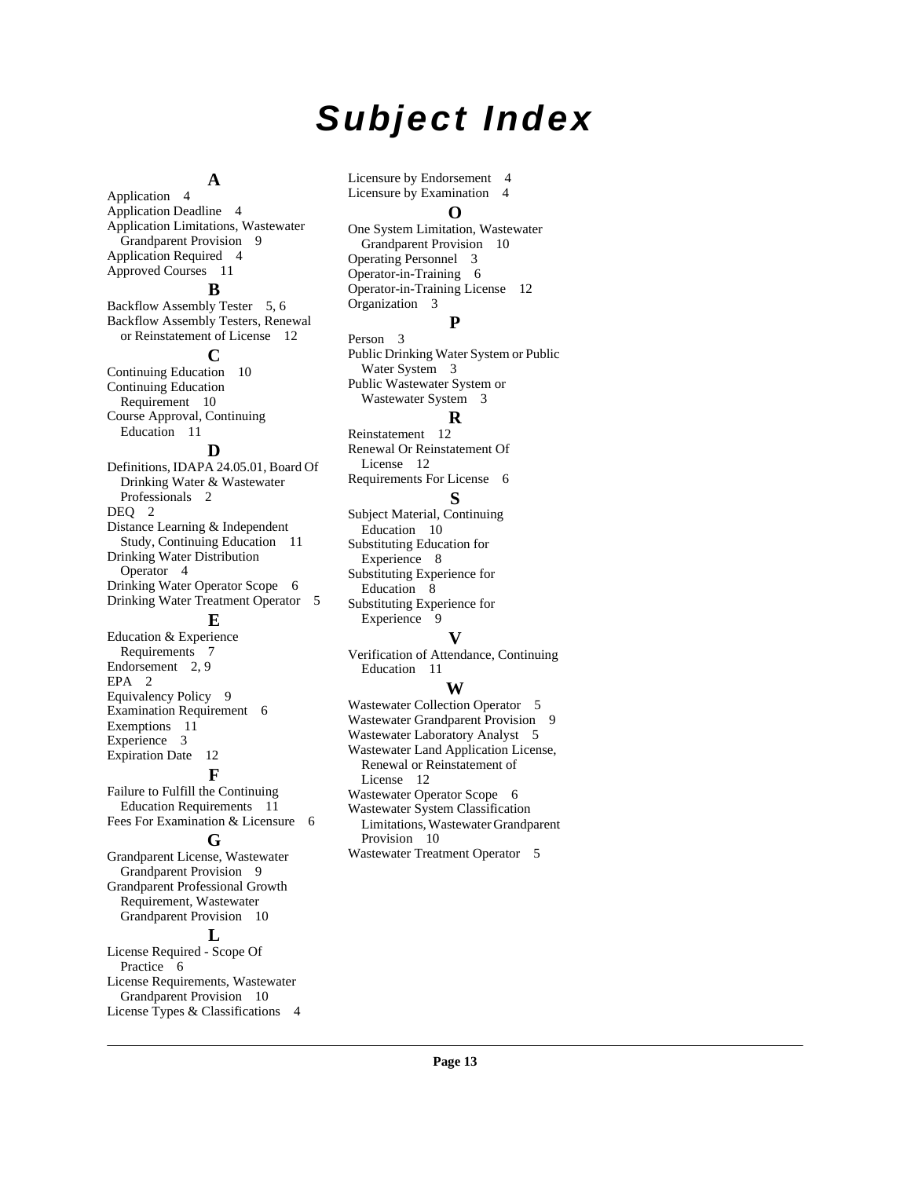# Subject Index

**A**

Application 4
Application Deadline 4
Application Limitations, Wastewater Grandparent Provision 9
Application Required 4
Approved Courses 11

**B**

Backflow Assembly Tester 5, 6
Backflow Assembly Testers, Renewal or Reinstatement of License 12

**C**

Continuing Education 10
Continuing Education Requirement 10
Course Approval, Continuing Education 11

**D**

Definitions, IDAPA 24.05.01, Board Of Drinking Water & Wastewater Professionals 2
DEQ 2
Distance Learning & Independent Study, Continuing Education 11
Drinking Water Distribution Operator 4
Drinking Water Operator Scope 6
Drinking Water Treatment Operator 5

**E**

Education & Experience Requirements 7
Endorsement 2, 9
EPA 2
Equivalency Policy 9
Examination Requirement 6
Exemptions 11
Experience 3
Expiration Date 12

**F**

Failure to Fulfill the Continuing Education Requirements 11
Fees For Examination & Licensure 6

**G**

Grandparent License, Wastewater Grandparent Provision 9
Grandparent Professional Growth Requirement, Wastewater Grandparent Provision 10

**L**

License Required - Scope Of Practice 6
License Requirements, Wastewater Grandparent Provision 10
License Types & Classifications 4
Licensure by Endorsement 4
Licensure by Examination 4

**O**

One System Limitation, Wastewater Grandparent Provision 10
Operating Personnel 3
Operator-in-Training 6
Operator-in-Training License 12
Organization 3

**P**

Person 3
Public Drinking Water System or Public Water System 3
Public Wastewater System or Wastewater System 3

**R**

Reinstatement 12
Renewal Or Reinstatement Of License 12
Requirements For License 6

**S**

Subject Material, Continuing Education 10
Substituting Education for Experience 8
Substituting Experience for Education 8
Substituting Experience for Experience 9

**V**

Verification of Attendance, Continuing Education 11

**W**

Wastewater Collection Operator 5
Wastewater Grandparent Provision 9
Wastewater Laboratory Analyst 5
Wastewater Land Application License, Renewal or Reinstatement of License 12
Wastewater Operator Scope 6
Wastewater System Classification Limitations, Wastewater Grandparent Provision 10
Wastewater Treatment Operator 5